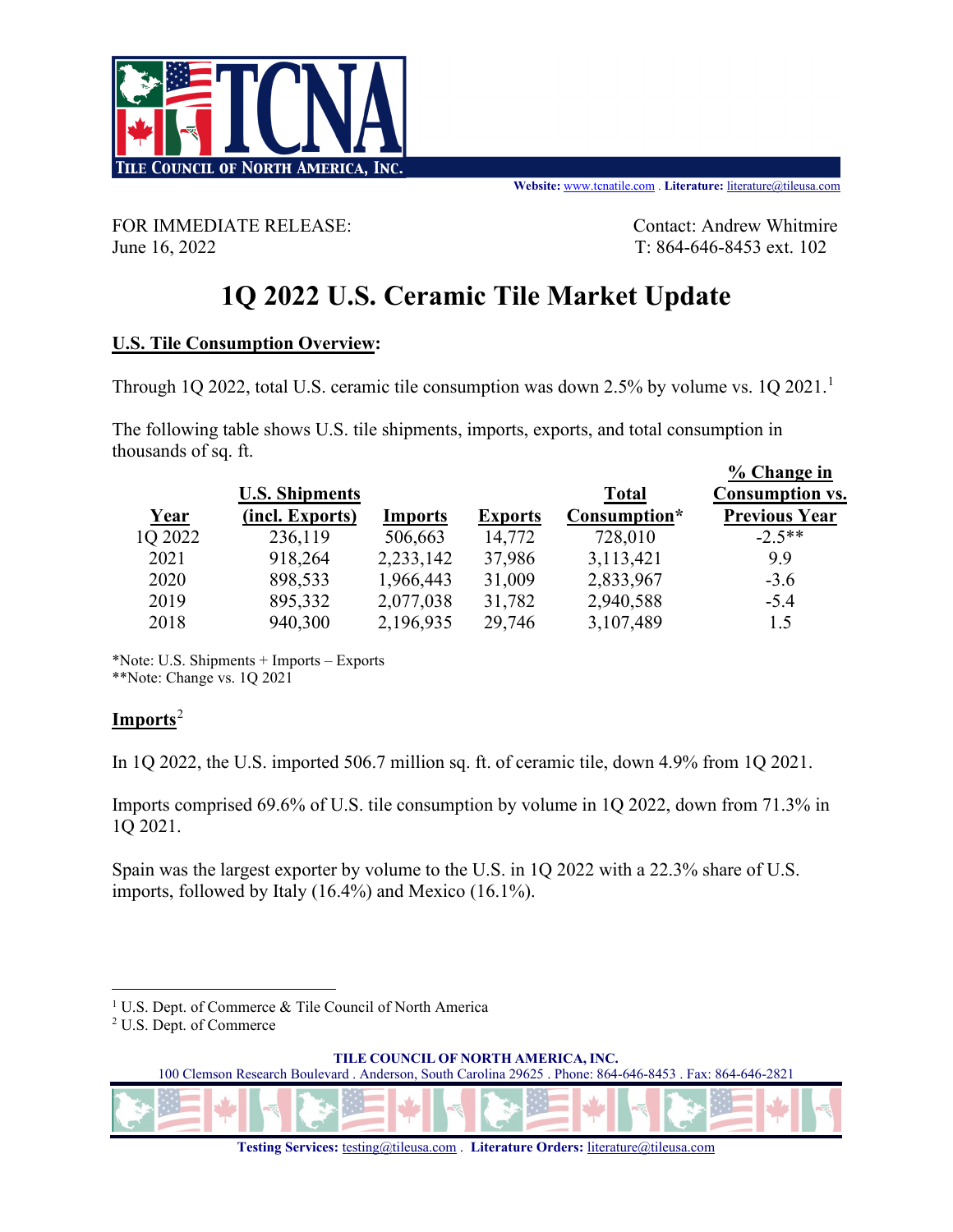**Website:** www.tcnatile.com . **Literature:** literature@tileusa.com

FOR IMMEDIATE RELEASE:
June 16, 2022

Contact: Andrew Whitmire
T: 864-646-8453 ext. 102

# 1Q 2022 U.S. Ceramic Tile Market Update

## U.S. Tile Consumption Overview:

Through 1Q 2022, total U.S. ceramic tile consumption was down 2.5% by volume vs. 1Q 2021.[1]

The following table shows U.S. tile shipments, imports, exports, and total consumption in thousands of sq. ft.

| Year | U.S. Shipments (incl. Exports) | Imports | Exports | Total Consumption* | % Change in Consumption vs. Previous Year |
|---|---|---|---|---|---|
| 1Q 2022 | 236,119 | 506,663 | 14,772 | 728,010 | -2.5** |
| 2021 | 918,264 | 2,233,142 | 37,986 | 3,113,421 | 9.9 |
| 2020 | 898,533 | 1,966,443 | 31,009 | 2,833,967 | -3.6 |
| 2019 | 895,332 | 2,077,038 | 31,782 | 2,940,588 | -5.4 |
| 2018 | 940,300 | 2,196,935 | 29,746 | 3,107,489 | 1.5 |

*Note: U.S. Shipments + Imports – Exports
**Note: Change vs. 1Q 2021

## Imports[2]

In 1Q 2022, the U.S. imported 506.7 million sq. ft. of ceramic tile, down 4.9% from 1Q 2021.

Imports comprised 69.6% of U.S. tile consumption by volume in 1Q 2022, down from 71.3% in 1Q 2021.

Spain was the largest exporter by volume to the U.S. in 1Q 2022 with a 22.3% share of U.S. imports, followed by Italy (16.4%) and Mexico (16.1%).

[1] U.S. Dept. of Commerce & Tile Council of North America
[2] U.S. Dept. of Commerce

**TILE COUNCIL OF NORTH AMERICA, INC.**
100 Clemson Research Boulevard . Anderson, South Carolina 29625 . Phone: 864-646-8453 . Fax: 864-646-2821

**Testing Services:** testing@tileusa.com . **Literature Orders:** literature@tileusa.com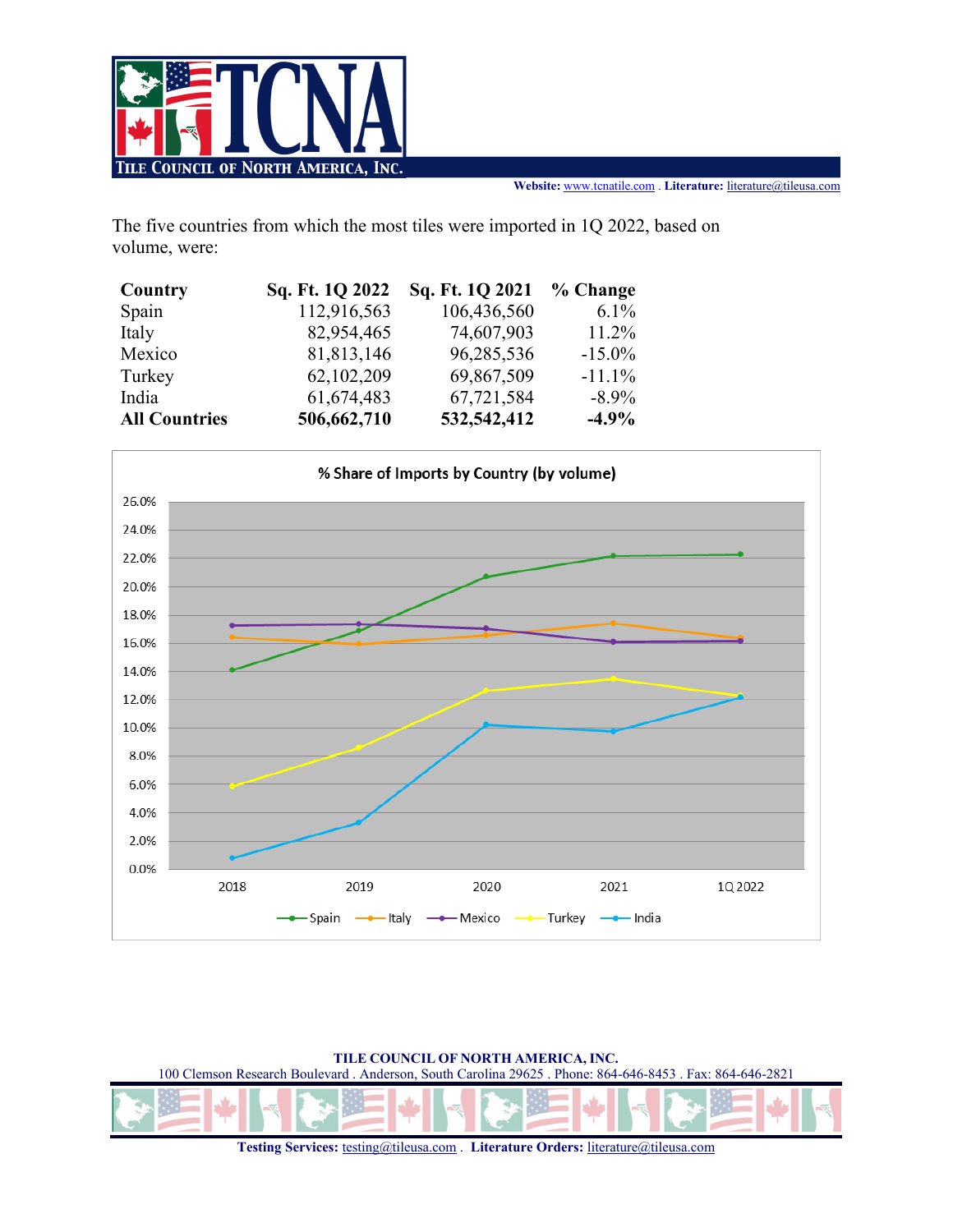The five countries from which the most tiles were imported in 1Q 2022, based on volume, were:

| Country | Sq. Ft. 1Q 2022 | Sq. Ft. 1Q 2021 | % Change |
|---|---|---|---|
| Spain | 112,916,563 | 106,436,560 | 6.1% |
| Italy | 82,954,465 | 74,607,903 | 11.2% |
| Mexico | 81,813,146 | 96,285,536 | -15.0% |
| Turkey | 62,102,209 | 69,867,509 | -11.1% |
| India | 61,674,483 | 67,721,584 | -8.9% |
| **All Countries** | **506,662,710** | **532,542,412** | **-4.9%** |

% Share of Imports by Country (by volume)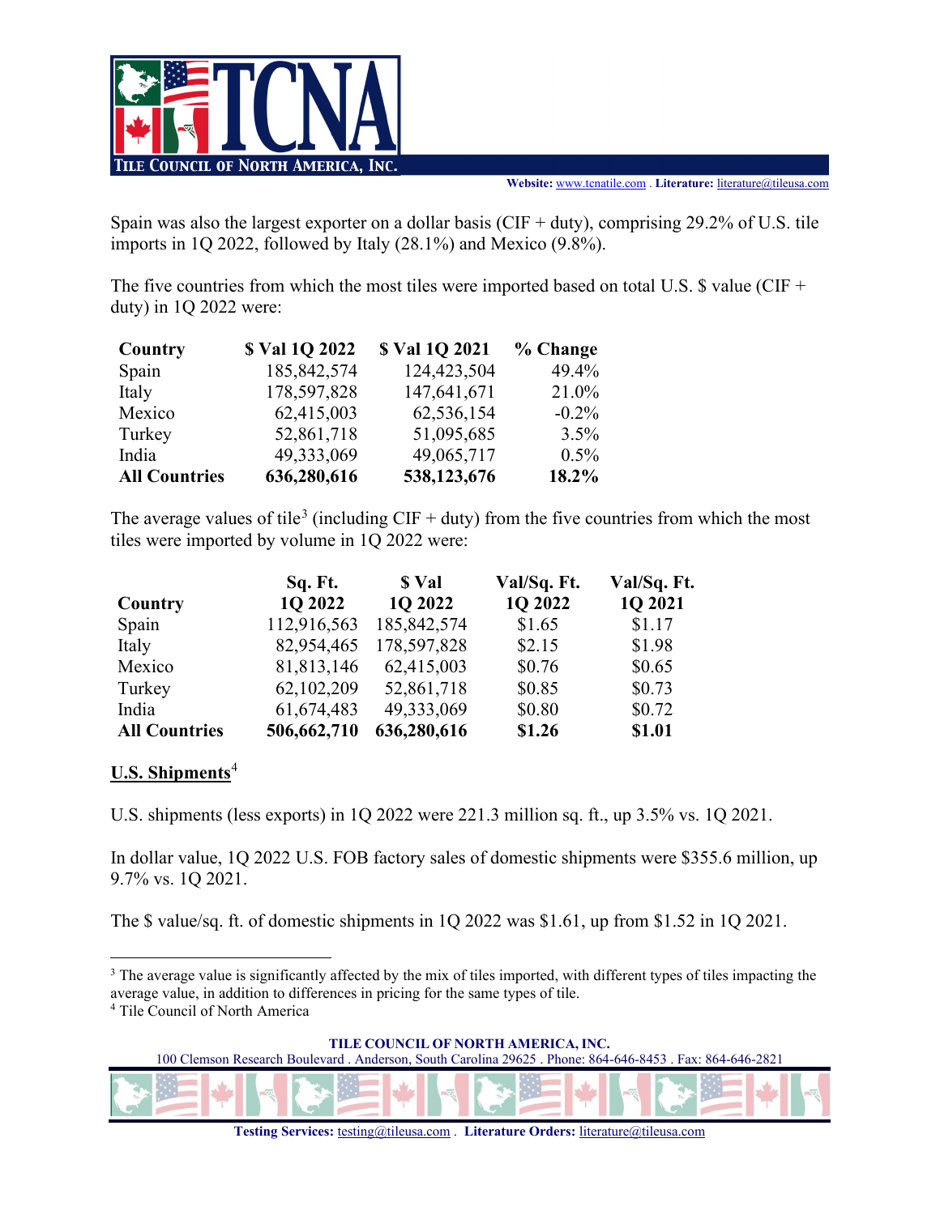Spain was also the largest exporter on a dollar basis (CIF + duty), comprising 29.2% of U.S. tile imports in 1Q 2022, followed by Italy (28.1%) and Mexico (9.8%).

The five countries from which the most tiles were imported based on total U.S. $ value (CIF + duty) in 1Q 2022 were:

| Country | $ Val 1Q 2022 | $ Val 1Q 2021 | % Change |
|---|---|---|---|
| Spain | 185,842,574 | 124,423,504 | 49.4% |
| Italy | 178,597,828 | 147,641,671 | 21.0% |
| Mexico | 62,415,003 | 62,536,154 | -0.2% |
| Turkey | 52,861,718 | 51,095,685 | 3.5% |
| India | 49,333,069 | 49,065,717 | 0.5% |
| **All Countries** | **636,280,616** | **538,123,676** | **18.2%** |

The average values of tile[3] (including CIF + duty) from the five countries from which the most tiles were imported by volume in 1Q 2022 were:

| Country | Sq. Ft. 1Q 2022 | $ Val 1Q 2022 | Val/Sq. Ft. 1Q 2022 | Val/Sq. Ft. 1Q 2021 |
|---|---|---|---|---|
| Spain | 112,916,563 | 185,842,574 | $1.65 | $1.17 |
| Italy | 82,954,465 | 178,597,828 | $2.15 | $1.98 |
| Mexico | 81,813,146 | 62,415,003 | $0.76 | $0.65 |
| Turkey | 62,102,209 | 52,861,718 | $0.85 | $0.73 |
| India | 61,674,483 | 49,333,069 | $0.80 | $0.72 |
| **All Countries** | **506,662,710** | **636,280,616** | **$1.26** | **$1.01** |

## U.S. Shipments[4]

U.S. shipments (less exports) in 1Q 2022 were 221.3 million sq. ft., up 3.5% vs. 1Q 2021.

In dollar value, 1Q 2022 U.S. FOB factory sales of domestic shipments were $355.6 million, up 9.7% vs. 1Q 2021.

The $ value/sq. ft. of domestic shipments in 1Q 2022 was $1.61, up from $1.52 in 1Q 2021.

---

[3] The average value is significantly affected by the mix of tiles imported, with different types of tiles impacting the average value, in addition to differences in pricing for the same types of tile.

[4] Tile Council of North America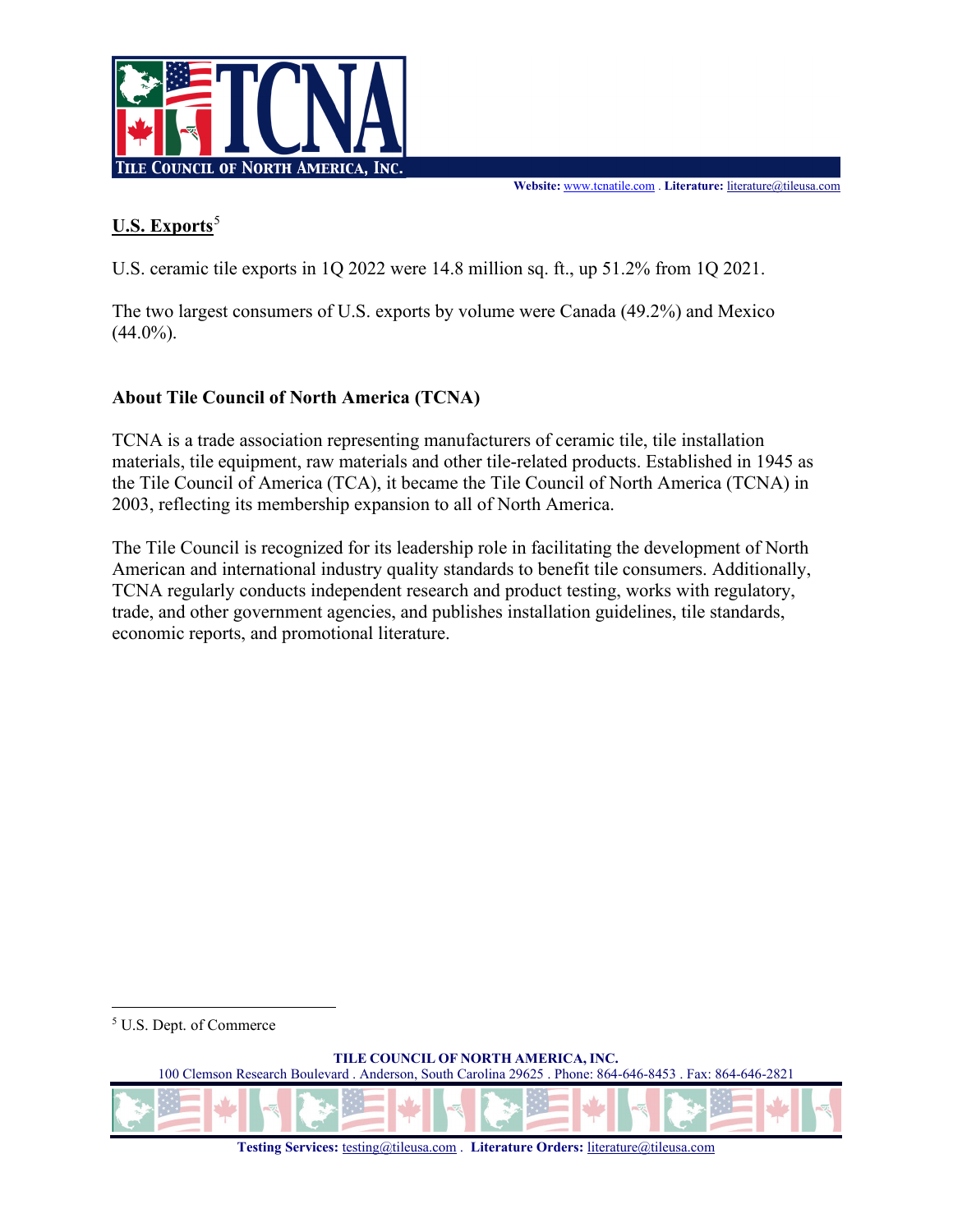## U.S. Exports[5]

U.S. ceramic tile exports in 1Q 2022 were 14.8 million sq. ft., up 51.2% from 1Q 2021.

The two largest consumers of U.S. exports by volume were Canada (49.2%) and Mexico (44.0%).

### About Tile Council of North America (TCNA)

TCNA is a trade association representing manufacturers of ceramic tile, tile installation materials, tile equipment, raw materials and other tile-related products. Established in 1945 as the Tile Council of America (TCA), it became the Tile Council of North America (TCNA) in 2003, reflecting its membership expansion to all of North America.

The Tile Council is recognized for its leadership role in facilitating the development of North American and international industry quality standards to benefit tile consumers. Additionally, TCNA regularly conducts independent research and product testing, works with regulatory, trade, and other government agencies, and publishes installation guidelines, tile standards, economic reports, and promotional literature.

[5] U.S. Dept. of Commerce